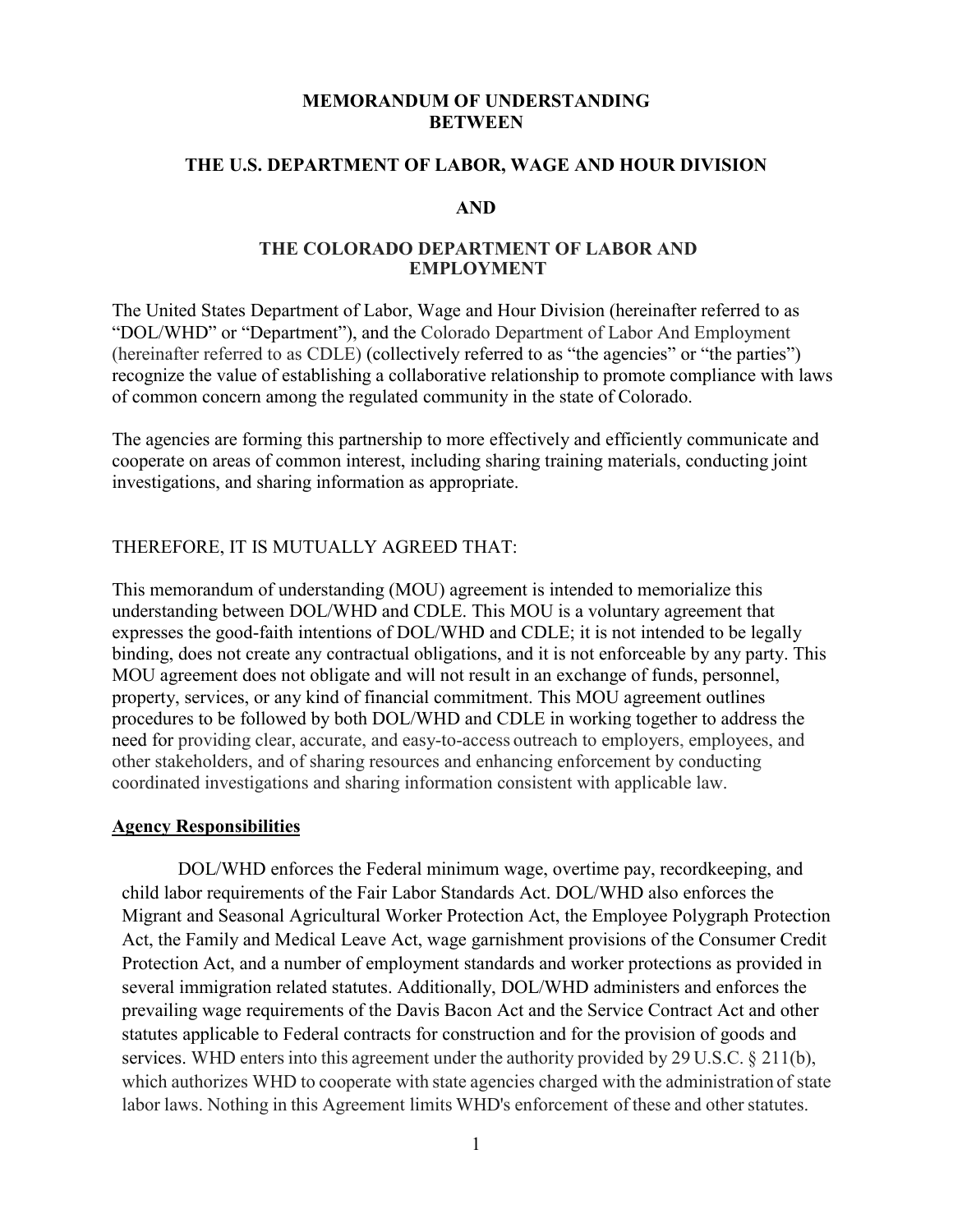# MEMORANDUM OF UNDERSTANDING BETWEEN

## THE U.S. DEPARTMENT OF LABOR, WAGE AND HOUR DIVISION

## AND

## THE COLORADO DEPARTMENT OF LABOR AND EMPLOYMENT

The United States Department of Labor, Wage and Hour Division (hereinafter referred to as "DOL/WHD" or "Department"), and the Colorado Department of Labor And Employment (hereinafter referred to as CDLE) (collectively referred to as "the agencies" or "the parties") recognize the value of establishing a collaborative relationship to promote compliance with laws of common concern among the regulated community in the state of Colorado.

The agencies are forming this partnership to more effectively and efficiently communicate and cooperate on areas of common interest, including sharing training materials, conducting joint investigations, and sharing information as appropriate.

THEREFORE, IT IS MUTUALLY AGREED THAT:

This memorandum of understanding (MOU) agreement is intended to memorialize this understanding between DOL/WHD and CDLE. This MOU is a voluntary agreement that expresses the good-faith intentions of DOL/WHD and CDLE; it is not intended to be legally binding, does not create any contractual obligations, and it is not enforceable by any party. This MOU agreement does not obligate and will not result in an exchange of funds, personnel, property, services, or any kind of financial commitment. This MOU agreement outlines procedures to be followed by both DOL/WHD and CDLE in working together to address the need for providing clear, accurate, and easy-to-access outreach to employers, employees, and other stakeholders, and of sharing resources and enhancing enforcement by conducting coordinated investigations and sharing information consistent with applicable law.

**Agency Responsibilities**

DOL/WHD enforces the Federal minimum wage, overtime pay, recordkeeping, and child labor requirements of the Fair Labor Standards Act. DOL/WHD also enforces the Migrant and Seasonal Agricultural Worker Protection Act, the Employee Polygraph Protection Act, the Family and Medical Leave Act, wage garnishment provisions of the Consumer Credit Protection Act, and a number of employment standards and worker protections as provided in several immigration related statutes. Additionally, DOL/WHD administers and enforces the prevailing wage requirements of the Davis Bacon Act and the Service Contract Act and other statutes applicable to Federal contracts for construction and for the provision of goods and services. WHD enters into this agreement under the authority provided by 29 U.S.C. § 211(b), which authorizes WHD to cooperate with state agencies charged with the administration of state labor laws. Nothing in this Agreement limits WHD's enforcement of these and other statutes.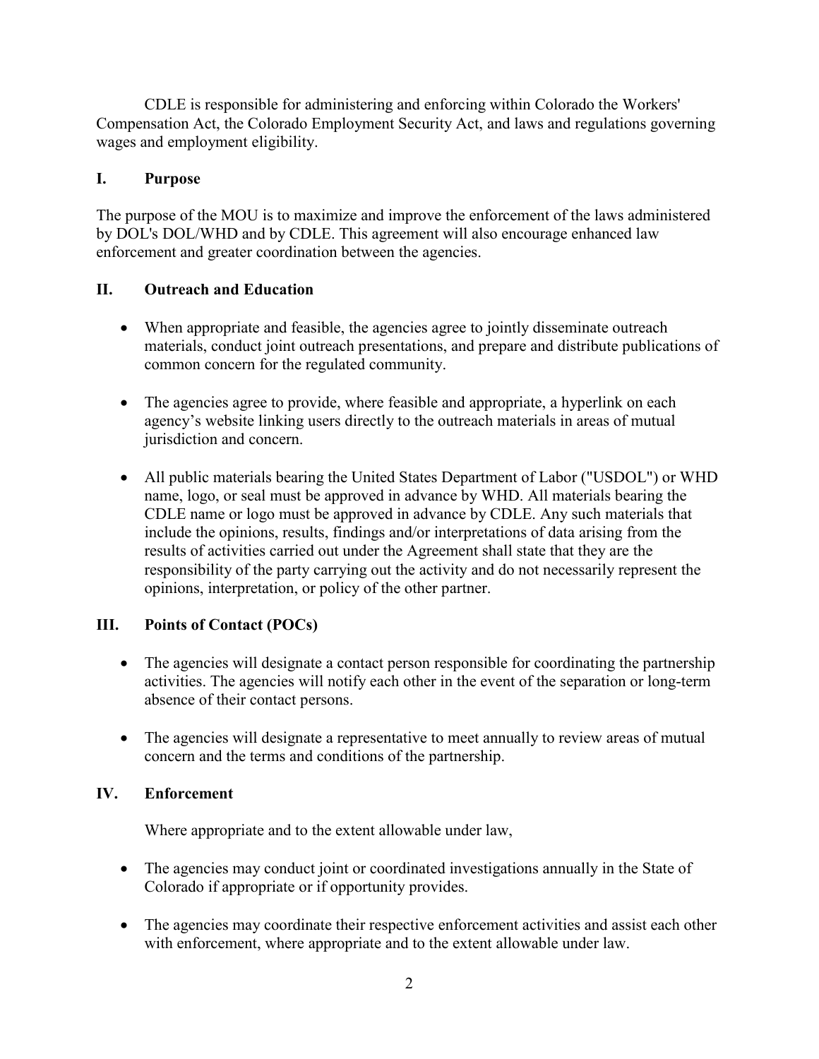CDLE is responsible for administering and enforcing within Colorado the Workers' Compensation Act, the Colorado Employment Security Act, and laws and regulations governing wages and employment eligibility.

## I. Purpose

The purpose of the MOU is to maximize and improve the enforcement of the laws administered by DOL's DOL/WHD and by CDLE. This agreement will also encourage enhanced law enforcement and greater coordination between the agencies.

## II. Outreach and Education

- When appropriate and feasible, the agencies agree to jointly disseminate outreach materials, conduct joint outreach presentations, and prepare and distribute publications of common concern for the regulated community.
- The agencies agree to provide, where feasible and appropriate, a hyperlink on each agency's website linking users directly to the outreach materials in areas of mutual jurisdiction and concern.
- All public materials bearing the United States Department of Labor ("USDOL") or WHD name, logo, or seal must be approved in advance by WHD. All materials bearing the CDLE name or logo must be approved in advance by CDLE. Any such materials that include the opinions, results, findings and/or interpretations of data arising from the results of activities carried out under the Agreement shall state that they are the responsibility of the party carrying out the activity and do not necessarily represent the opinions, interpretation, or policy of the other partner.

## III. Points of Contact (POCs)

- The agencies will designate a contact person responsible for coordinating the partnership activities. The agencies will notify each other in the event of the separation or long-term absence of their contact persons.
- The agencies will designate a representative to meet annually to review areas of mutual concern and the terms and conditions of the partnership.

## IV. Enforcement

Where appropriate and to the extent allowable under law,

- The agencies may conduct joint or coordinated investigations annually in the State of Colorado if appropriate or if opportunity provides.
- The agencies may coordinate their respective enforcement activities and assist each other with enforcement, where appropriate and to the extent allowable under law.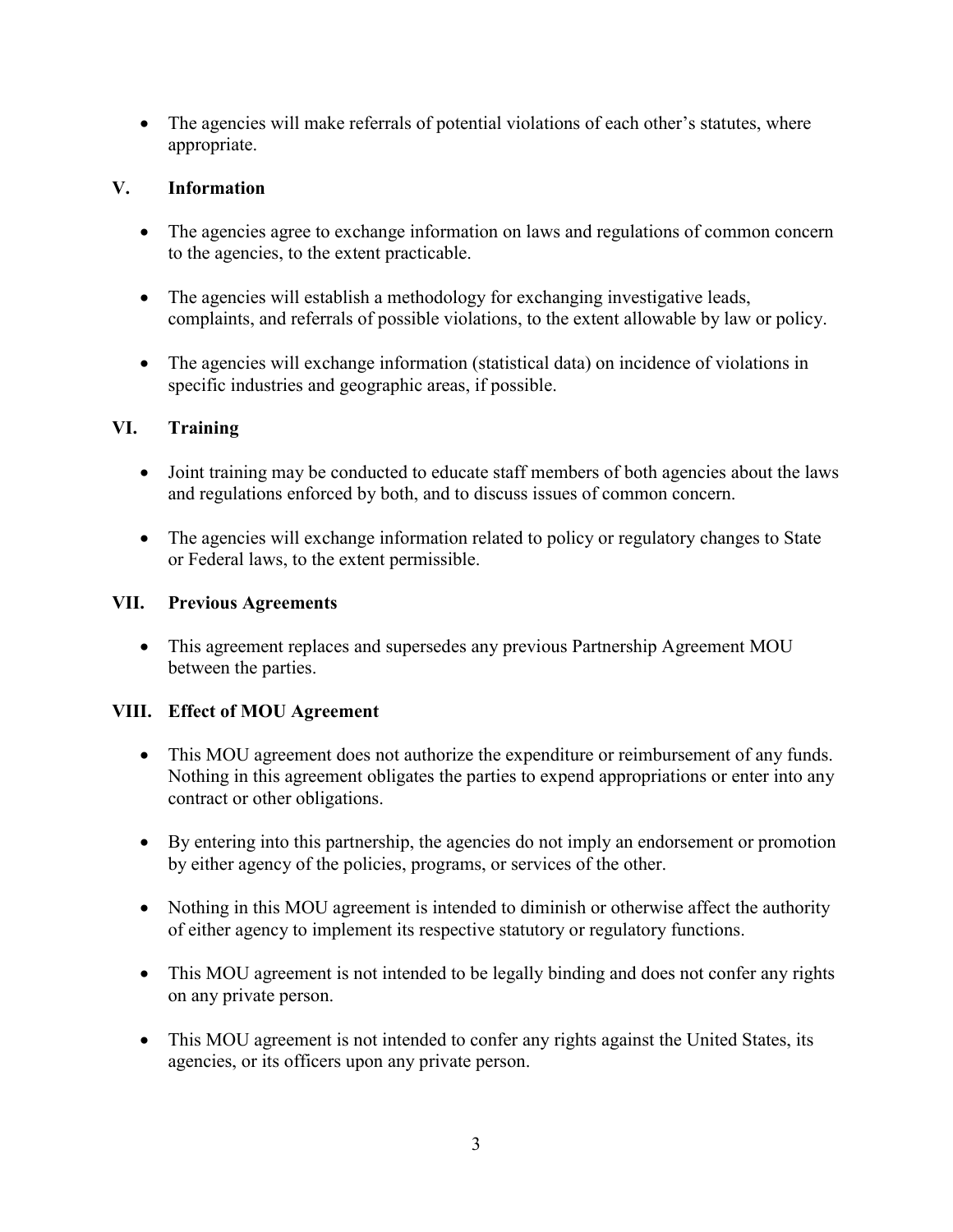- The agencies will make referrals of potential violations of each other's statutes, where appropriate.

## V. Information

- The agencies agree to exchange information on laws and regulations of common concern to the agencies, to the extent practicable.
- The agencies will establish a methodology for exchanging investigative leads, complaints, and referrals of possible violations, to the extent allowable by law or policy.
- The agencies will exchange information (statistical data) on incidence of violations in specific industries and geographic areas, if possible.

## VI. Training

- Joint training may be conducted to educate staff members of both agencies about the laws and regulations enforced by both, and to discuss issues of common concern.
- The agencies will exchange information related to policy or regulatory changes to State or Federal laws, to the extent permissible.

## VII. Previous Agreements

- This agreement replaces and supersedes any previous Partnership Agreement MOU between the parties.

## VIII. Effect of MOU Agreement

- This MOU agreement does not authorize the expenditure or reimbursement of any funds. Nothing in this agreement obligates the parties to expend appropriations or enter into any contract or other obligations.
- By entering into this partnership, the agencies do not imply an endorsement or promotion by either agency of the policies, programs, or services of the other.
- Nothing in this MOU agreement is intended to diminish or otherwise affect the authority of either agency to implement its respective statutory or regulatory functions.
- This MOU agreement is not intended to be legally binding and does not confer any rights on any private person.
- This MOU agreement is not intended to confer any rights against the United States, its agencies, or its officers upon any private person.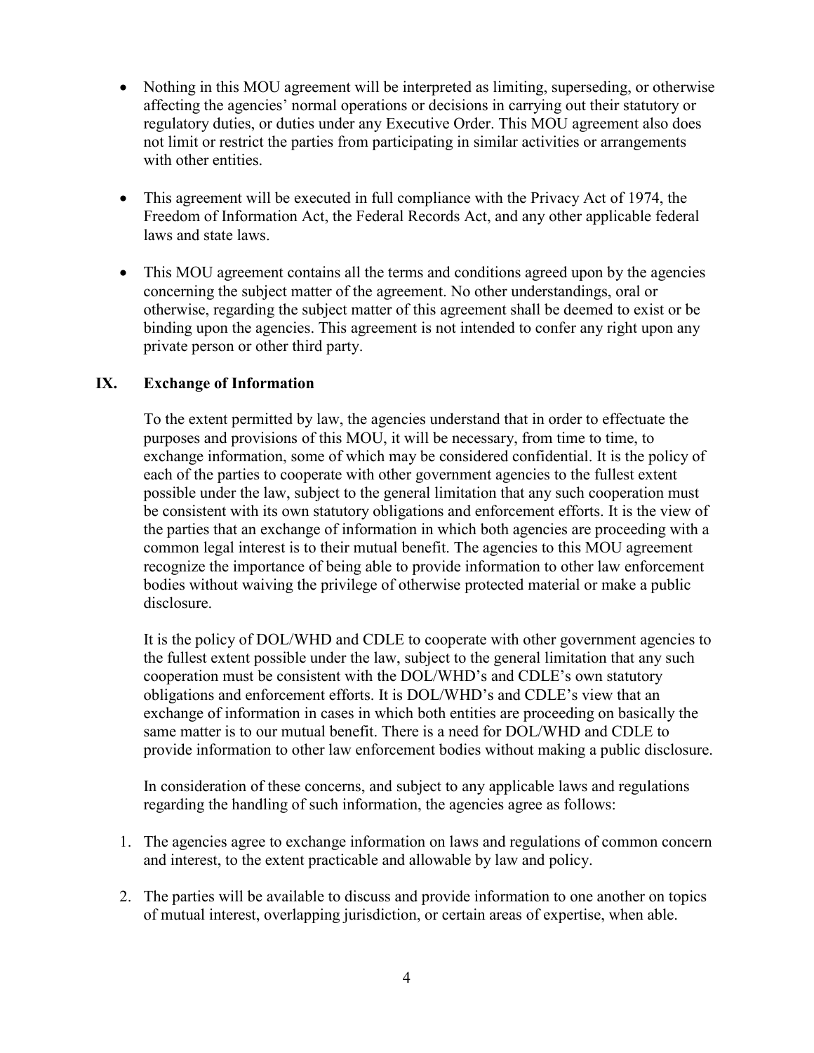- Nothing in this MOU agreement will be interpreted as limiting, superseding, or otherwise affecting the agencies' normal operations or decisions in carrying out their statutory or regulatory duties, or duties under any Executive Order. This MOU agreement also does not limit or restrict the parties from participating in similar activities or arrangements with other entities.

- This agreement will be executed in full compliance with the Privacy Act of 1974, the Freedom of Information Act, the Federal Records Act, and any other applicable federal laws and state laws.

- This MOU agreement contains all the terms and conditions agreed upon by the agencies concerning the subject matter of the agreement. No other understandings, oral or otherwise, regarding the subject matter of this agreement shall be deemed to exist or be binding upon the agencies. This agreement is not intended to confer any right upon any private person or other third party.

## IX. Exchange of Information

To the extent permitted by law, the agencies understand that in order to effectuate the purposes and provisions of this MOU, it will be necessary, from time to time, to exchange information, some of which may be considered confidential. It is the policy of each of the parties to cooperate with other government agencies to the fullest extent possible under the law, subject to the general limitation that any such cooperation must be consistent with its own statutory obligations and enforcement efforts. It is the view of the parties that an exchange of information in which both agencies are proceeding with a common legal interest is to their mutual benefit. The agencies to this MOU agreement recognize the importance of being able to provide information to other law enforcement bodies without waiving the privilege of otherwise protected material or make a public disclosure.

It is the policy of DOL/WHD and CDLE to cooperate with other government agencies to the fullest extent possible under the law, subject to the general limitation that any such cooperation must be consistent with the DOL/WHD's and CDLE's own statutory obligations and enforcement efforts. It is DOL/WHD's and CDLE's view that an exchange of information in cases in which both entities are proceeding on basically the same matter is to our mutual benefit. There is a need for DOL/WHD and CDLE to provide information to other law enforcement bodies without making a public disclosure.

In consideration of these concerns, and subject to any applicable laws and regulations regarding the handling of such information, the agencies agree as follows:

1. The agencies agree to exchange information on laws and regulations of common concern and interest, to the extent practicable and allowable by law and policy.

2. The parties will be available to discuss and provide information to one another on topics of mutual interest, overlapping jurisdiction, or certain areas of expertise, when able.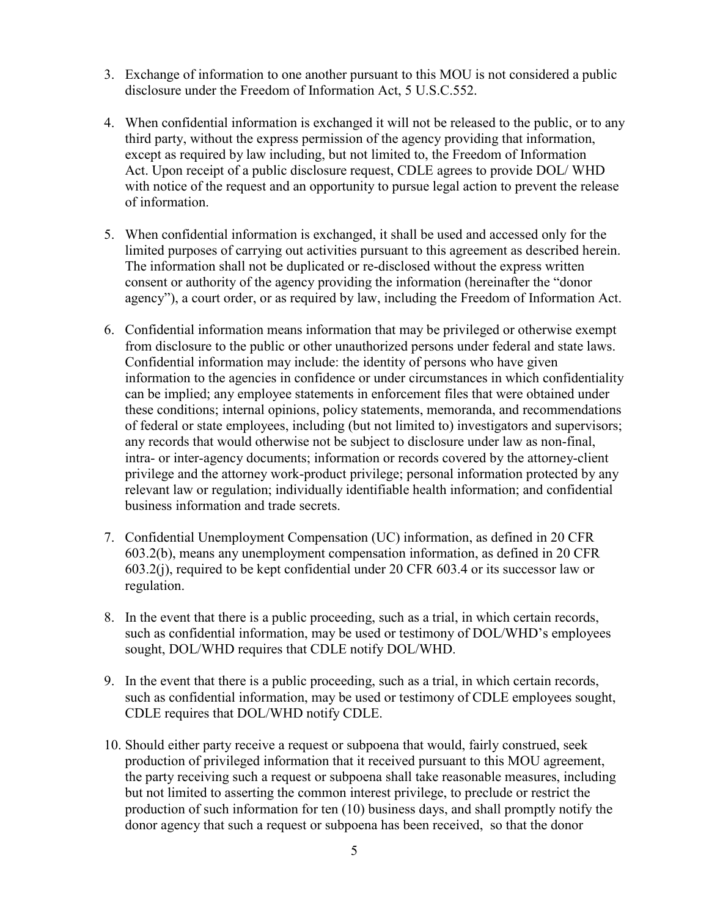3. Exchange of information to one another pursuant to this MOU is not considered a public disclosure under the Freedom of Information Act, 5 U.S.C.552.

4. When confidential information is exchanged it will not be released to the public, or to any third party, without the express permission of the agency providing that information, except as required by law including, but not limited to, the Freedom of Information Act. Upon receipt of a public disclosure request, CDLE agrees to provide DOL/ WHD with notice of the request and an opportunity to pursue legal action to prevent the release of information.

5. When confidential information is exchanged, it shall be used and accessed only for the limited purposes of carrying out activities pursuant to this agreement as described herein. The information shall not be duplicated or re-disclosed without the express written consent or authority of the agency providing the information (hereinafter the "donor agency"), a court order, or as required by law, including the Freedom of Information Act.

6. Confidential information means information that may be privileged or otherwise exempt from disclosure to the public or other unauthorized persons under federal and state laws. Confidential information may include: the identity of persons who have given information to the agencies in confidence or under circumstances in which confidentiality can be implied; any employee statements in enforcement files that were obtained under these conditions; internal opinions, policy statements, memoranda, and recommendations of federal or state employees, including (but not limited to) investigators and supervisors; any records that would otherwise not be subject to disclosure under law as non-final, intra- or inter-agency documents; information or records covered by the attorney-client privilege and the attorney work-product privilege; personal information protected by any relevant law or regulation; individually identifiable health information; and confidential business information and trade secrets.

7. Confidential Unemployment Compensation (UC) information, as defined in 20 CFR 603.2(b), means any unemployment compensation information, as defined in 20 CFR 603.2(j), required to be kept confidential under 20 CFR 603.4 or its successor law or regulation.

8. In the event that there is a public proceeding, such as a trial, in which certain records, such as confidential information, may be used or testimony of DOL/WHD's employees sought, DOL/WHD requires that CDLE notify DOL/WHD.

9. In the event that there is a public proceeding, such as a trial, in which certain records, such as confidential information, may be used or testimony of CDLE employees sought, CDLE requires that DOL/WHD notify CDLE.

10. Should either party receive a request or subpoena that would, fairly construed, seek production of privileged information that it received pursuant to this MOU agreement, the party receiving such a request or subpoena shall take reasonable measures, including but not limited to asserting the common interest privilege, to preclude or restrict the production of such information for ten (10) business days, and shall promptly notify the donor agency that such a request or subpoena has been received, so that the donor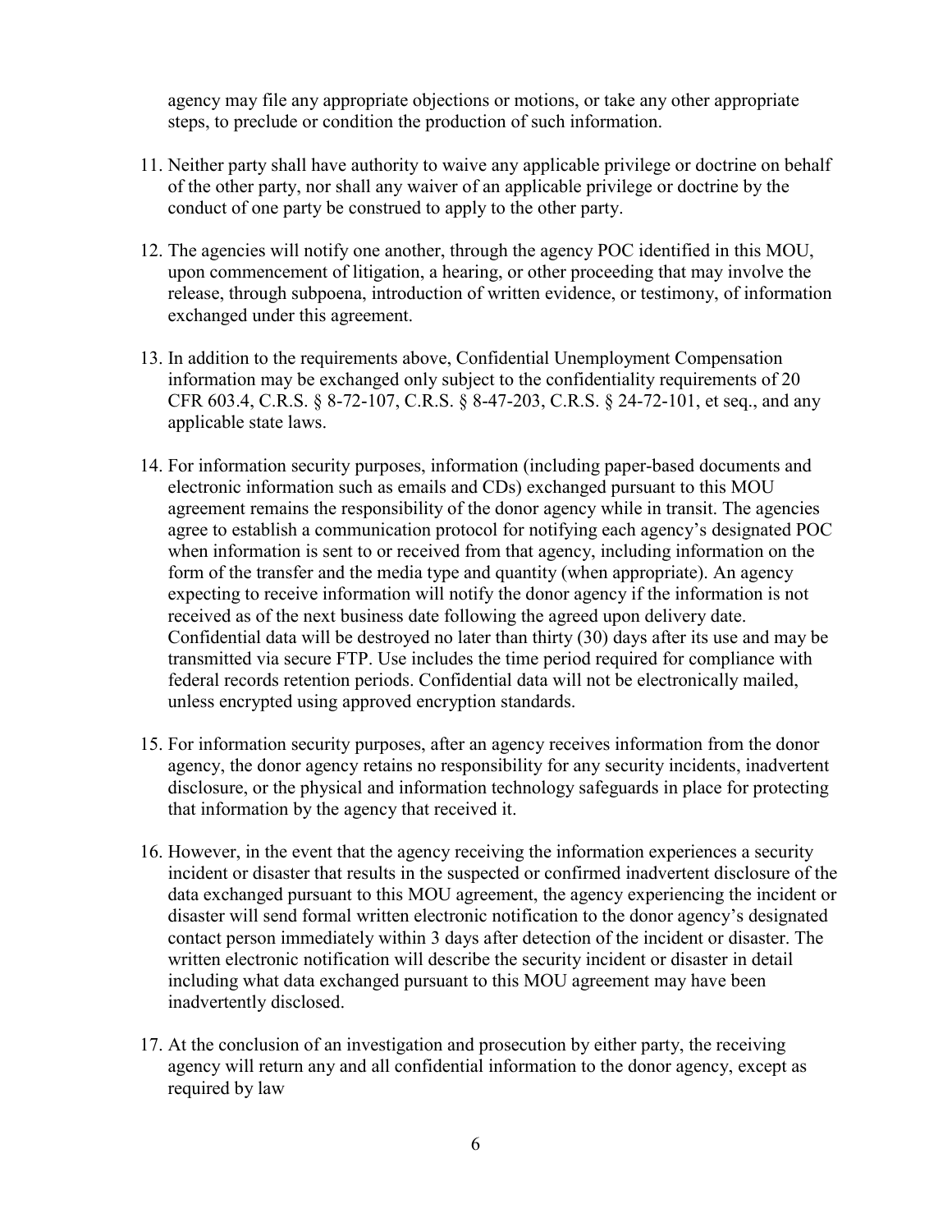agency may file any appropriate objections or motions, or take any other appropriate steps, to preclude or condition the production of such information.

11. Neither party shall have authority to waive any applicable privilege or doctrine on behalf of the other party, nor shall any waiver of an applicable privilege or doctrine by the conduct of one party be construed to apply to the other party.

12. The agencies will notify one another, through the agency POC identified in this MOU, upon commencement of litigation, a hearing, or other proceeding that may involve the release, through subpoena, introduction of written evidence, or testimony, of information exchanged under this agreement.

13. In addition to the requirements above, Confidential Unemployment Compensation information may be exchanged only subject to the confidentiality requirements of 20 CFR 603.4, C.R.S. § 8-72-107, C.R.S. § 8-47-203, C.R.S. § 24-72-101, et seq., and any applicable state laws.

14. For information security purposes, information (including paper-based documents and electronic information such as emails and CDs) exchanged pursuant to this MOU agreement remains the responsibility of the donor agency while in transit. The agencies agree to establish a communication protocol for notifying each agency's designated POC when information is sent to or received from that agency, including information on the form of the transfer and the media type and quantity (when appropriate). An agency expecting to receive information will notify the donor agency if the information is not received as of the next business date following the agreed upon delivery date. Confidential data will be destroyed no later than thirty (30) days after its use and may be transmitted via secure FTP. Use includes the time period required for compliance with federal records retention periods. Confidential data will not be electronically mailed, unless encrypted using approved encryption standards.

15. For information security purposes, after an agency receives information from the donor agency, the donor agency retains no responsibility for any security incidents, inadvertent disclosure, or the physical and information technology safeguards in place for protecting that information by the agency that received it.

16. However, in the event that the agency receiving the information experiences a security incident or disaster that results in the suspected or confirmed inadvertent disclosure of the data exchanged pursuant to this MOU agreement, the agency experiencing the incident or disaster will send formal written electronic notification to the donor agency's designated contact person immediately within 3 days after detection of the incident or disaster. The written electronic notification will describe the security incident or disaster in detail including what data exchanged pursuant to this MOU agreement may have been inadvertently disclosed.

17. At the conclusion of an investigation and prosecution by either party, the receiving agency will return any and all confidential information to the donor agency, except as required by law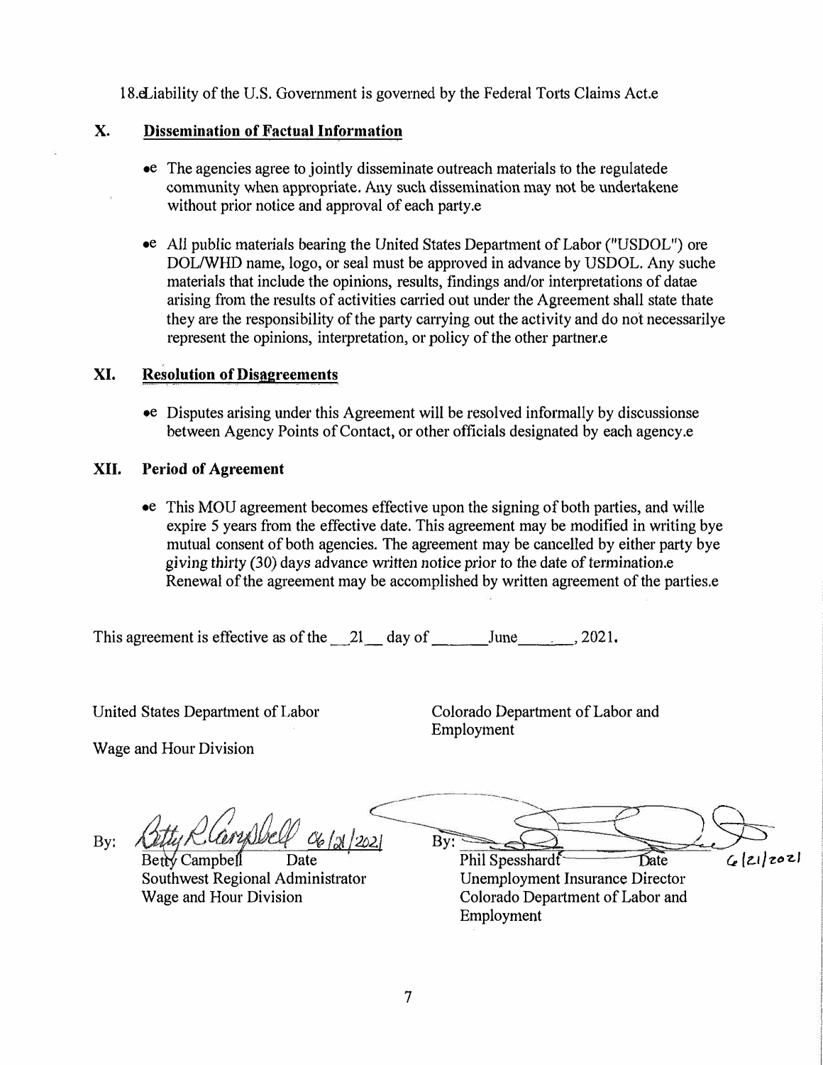18. Liability of the U.S. Government is governed by the Federal Torts Claims Act.

## X. Dissemination of Factual Information

- The agencies agree to jointly disseminate outreach materials to the regulated community when appropriate. Any such dissemination may not be undertaken without prior notice and approval of each party.
- All public materials bearing the United States Department of Labor ("USDOL") or DOL/WHD name, logo, or seal must be approved in advance by USDOL. Any such materials that include the opinions, results, findings and/or interpretations of data arising from the results of activities carried out under the Agreement shall state that they are the responsibility of the party carrying out the activity and do not necessarily represent the opinions, interpretation, or policy of the other partner.

## XI. Resolution of Disagreements

- Disputes arising under this Agreement will be resolved informally by discussions between Agency Points of Contact, or other officials designated by each agency.

## XII. Period of Agreement

- This MOU agreement becomes effective upon the signing of both parties, and will expire 5 years from the effective date. This agreement may be modified in writing by mutual consent of both agencies. The agreement may be cancelled by either party by giving thirty (30) days advance written notice prior to the date of termination. Renewal of the agreement may be accomplished by written agreement of the parties.

This agreement is effective as of the 21 day of June, 2021.

United States Department of Labor

Wage and Hour Division

By: Betty R. Campbell 06/21/2021

Betty Campbell Date

Southwest Regional Administrator

Wage and Hour Division

Colorado Department of Labor and Employment

By: 6/21/2021

Phil Spesshardt Date

Unemployment Insurance Director

Colorado Department of Labor and Employment